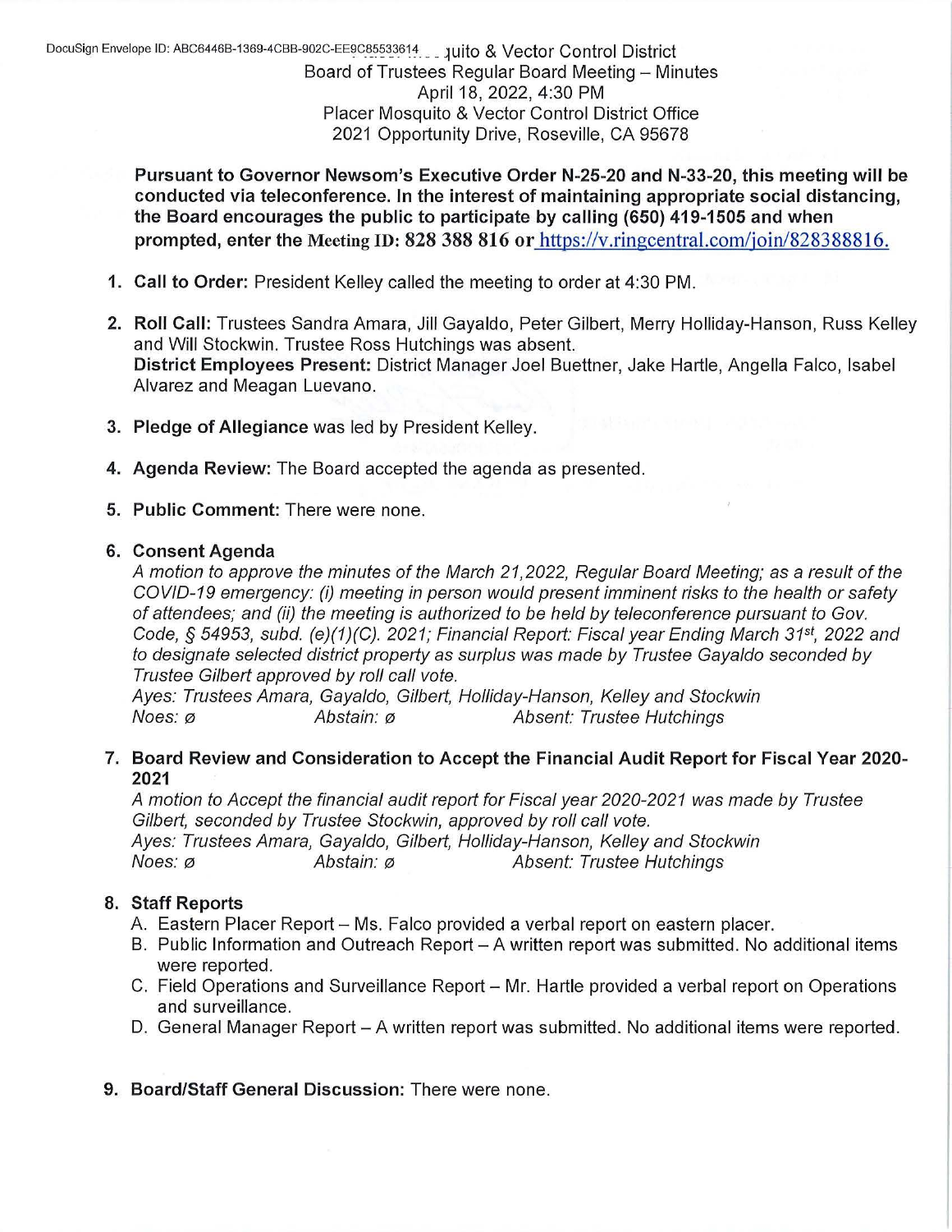DocuSign Envelope ID: ABC6446B-1369-4CBB-902C-EE9C85533614 ...quito & Vector Control District

Board of Trustees Regular Board Meeting – Minutes
April 18, 2022, 4:30 PM
Placer Mosquito & Vector Control District Office
2021 Opportunity Drive, Roseville, CA 95678

**Pursuant to Governor Newsom's Executive Order N-25-20 and N-33-20, this meeting will be conducted via teleconference. In the interest of maintaining appropriate social distancing, the Board encourages the public to participate by calling (650) 419-1505 and when prompted, enter the Meeting ID: 828 388 816 or** https://v.ringcentral.com/join/828388816.

1. **Call to Order:** President Kelley called the meeting to order at 4:30 PM.

2. **Roll Call:** Trustees Sandra Amara, Jill Gayaldo, Peter Gilbert, Merry Holliday-Hanson, Russ Kelley and Will Stockwin. Trustee Ross Hutchings was absent.
   **District Employees Present:** District Manager Joel Buettner, Jake Hartle, Angella Falco, Isabel Alvarez and Meagan Luevano.

3. **Pledge of Allegiance** was led by President Kelley.

4. **Agenda Review:** The Board accepted the agenda as presented.

5. **Public Comment:** There were none.

6. **Consent Agenda**
   *A motion to approve the minutes of the March 21,2022, Regular Board Meeting; as a result of the COVID-19 emergency: (i) meeting in person would present imminent risks to the health or safety of attendees; and (ii) the meeting is authorized to be held by teleconference pursuant to Gov. Code, § 54953, subd. (e)(1)(C). 2021; Financial Report: Fiscal year Ending March 31st, 2022 and to designate selected district property as surplus was made by Trustee Gayaldo seconded by Trustee Gilbert approved by roll call vote.*
   *Ayes: Trustees Amara, Gayaldo, Gilbert, Holliday-Hanson, Kelley and Stockwin*
   *Noes: ø Abstain: ø Absent: Trustee Hutchings*

7. **Board Review and Consideration to Accept the Financial Audit Report for Fiscal Year 2020-2021**
   *A motion to Accept the financial audit report for Fiscal year 2020-2021 was made by Trustee Gilbert, seconded by Trustee Stockwin, approved by roll call vote.*
   *Ayes: Trustees Amara, Gayaldo, Gilbert, Holliday-Hanson, Kelley and Stockwin*
   *Noes: ø Abstain: ø Absent: Trustee Hutchings*

8. **Staff Reports**
   A. Eastern Placer Report – Ms. Falco provided a verbal report on eastern placer.
   B. Public Information and Outreach Report – A written report was submitted. No additional items were reported.
   C. Field Operations and Surveillance Report – Mr. Hartle provided a verbal report on Operations and surveillance.
   D. General Manager Report – A written report was submitted. No additional items were reported.

9. **Board/Staff General Discussion:** There were none.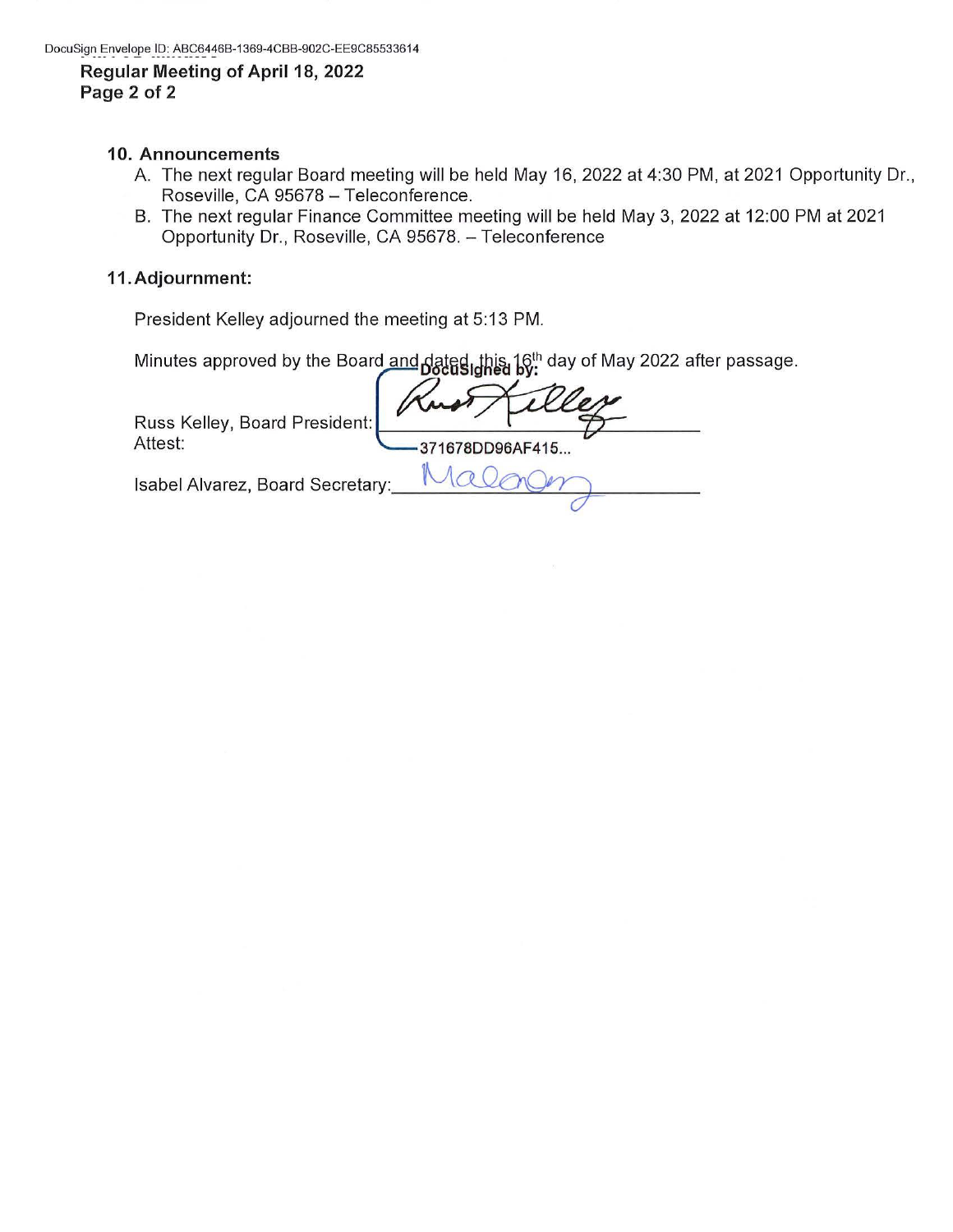**Regular Meeting of April 18, 2022**

## 10. Announcements

A. The next regular Board meeting will be held May 16, 2022 at 4:30 PM, at 2021 Opportunity Dr., Roseville, CA 95678 – Teleconference.

B. The next regular Finance Committee meeting will be held May 3, 2022 at 12:00 PM at 2021 Opportunity Dr., Roseville, CA 95678. – Teleconference

## 11. Adjournment:

President Kelley adjourned the meeting at 5:13 PM.

Minutes approved by the Board and dated, this 16th day of May 2022 after passage.

DocuSigned by:

Russ Kelley, Board President: ______________________

371678DD96AF415...

Attest:

Isabel Alvarez, Board Secretary: ______________________